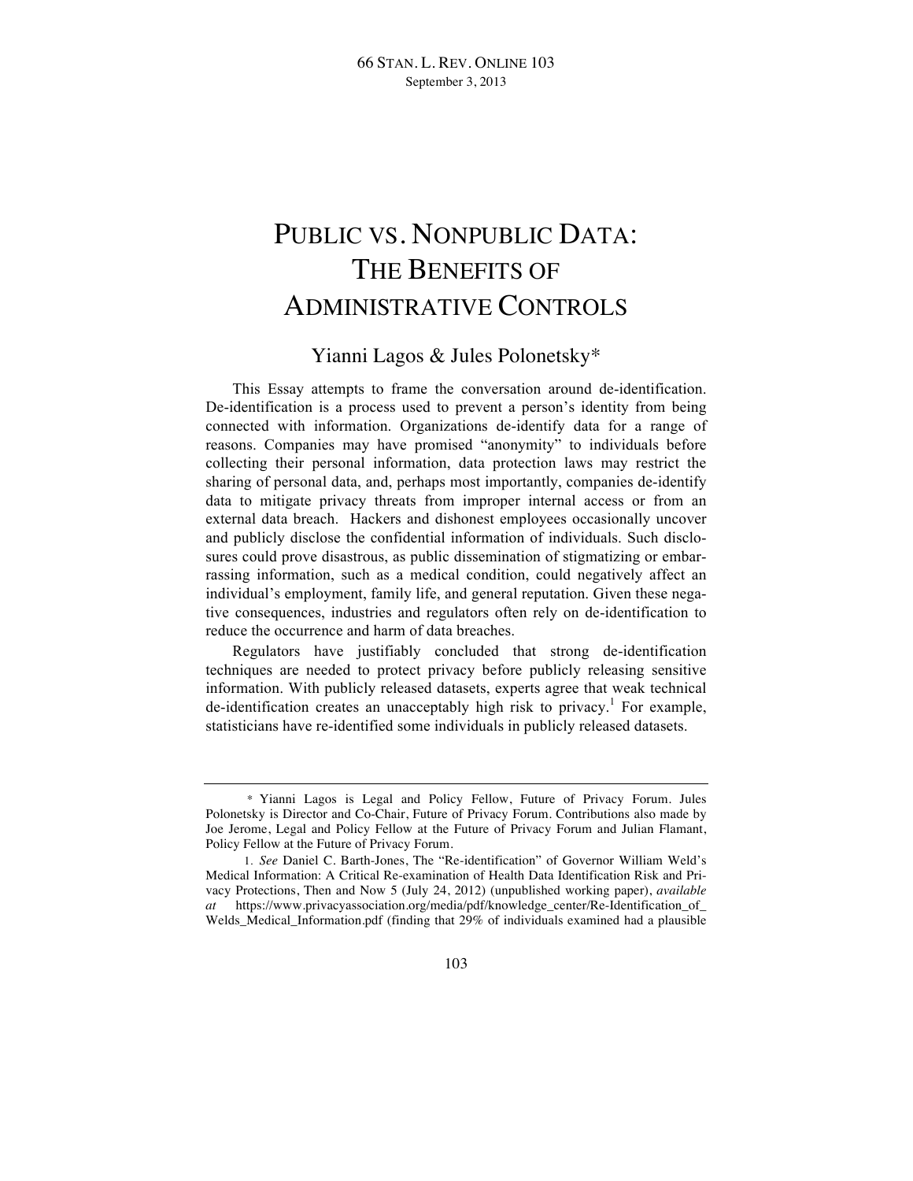# PUBLIC VS. NONPUBLIC DATA: THE BENEFITS OF ADMINISTRATIVE CONTROLS

Yianni Lagos & Jules Polonetsky*

This Essay attempts to frame the conversation around de-identification. De-identification is a process used to prevent a person's identity from being connected with information. Organizations de-identify data for a range of reasons. Companies may have promised "anonymity" to individuals before collecting their personal information, data protection laws may restrict the sharing of personal data, and, perhaps most importantly, companies de-identify data to mitigate privacy threats from improper internal access or from an external data breach. Hackers and dishonest employees occasionally uncover and publicly disclose the confidential information of individuals. Such disclosures could prove disastrous, as public dissemination of stigmatizing or embarrassing information, such as a medical condition, could negatively affect an individual's employment, family life, and general reputation. Given these negative consequences, industries and regulators often rely on de-identification to reduce the occurrence and harm of data breaches.

Regulators have justifiably concluded that strong de-identification techniques are needed to protect privacy before publicly releasing sensitive information. With publicly released datasets, experts agree that weak technical de-identification creates an unacceptably high risk to privacy.[1] For example, statisticians have re-identified some individuals in publicly released datasets.

---

\* Yianni Lagos is Legal and Policy Fellow, Future of Privacy Forum. Jules Polonetsky is Director and Co-Chair, Future of Privacy Forum. Contributions also made by Joe Jerome, Legal and Policy Fellow at the Future of Privacy Forum and Julian Flamant, Policy Fellow at the Future of Privacy Forum.

1. *See* Daniel C. Barth-Jones, The "Re-identification" of Governor William Weld's Medical Information: A Critical Re-examination of Health Data Identification Risk and Privacy Protections, Then and Now 5 (July 24, 2012) (unpublished working paper), *available at* https://www.privacyassociation.org/media/pdf/knowledge_center/Re-Identification_of_Welds_Medical_Information.pdf (finding that 29% of individuals examined had a plausible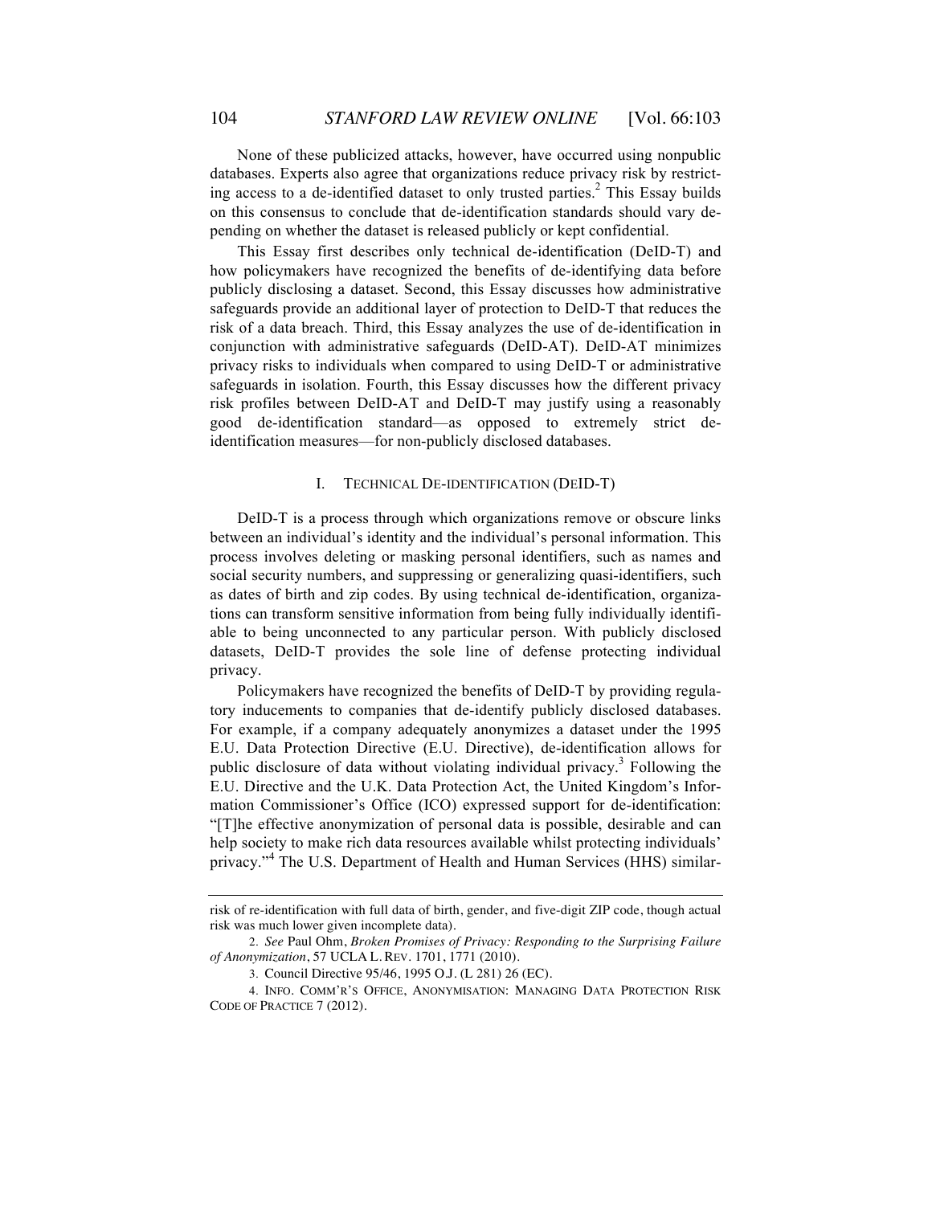None of these publicized attacks, however, have occurred using nonpublic databases. Experts also agree that organizations reduce privacy risk by restricting access to a de-identified dataset to only trusted parties.[2] This Essay builds on this consensus to conclude that de-identification standards should vary depending on whether the dataset is released publicly or kept confidential.

This Essay first describes only technical de-identification (DeID-T) and how policymakers have recognized the benefits of de-identifying data before publicly disclosing a dataset. Second, this Essay discusses how administrative safeguards provide an additional layer of protection to DeID-T that reduces the risk of a data breach. Third, this Essay analyzes the use of de-identification in conjunction with administrative safeguards (DeID-AT). DeID-AT minimizes privacy risks to individuals when compared to using DeID-T or administrative safeguards in isolation. Fourth, this Essay discusses how the different privacy risk profiles between DeID-AT and DeID-T may justify using a reasonably good de-identification standard—as opposed to extremely strict de-identification measures—for non-publicly disclosed databases.

## I. TECHNICAL DE-IDENTIFICATION (DEID-T)

DeID-T is a process through which organizations remove or obscure links between an individual's identity and the individual's personal information. This process involves deleting or masking personal identifiers, such as names and social security numbers, and suppressing or generalizing quasi-identifiers, such as dates of birth and zip codes. By using technical de-identification, organizations can transform sensitive information from being fully individually identifiable to being unconnected to any particular person. With publicly disclosed datasets, DeID-T provides the sole line of defense protecting individual privacy.

Policymakers have recognized the benefits of DeID-T by providing regulatory inducements to companies that de-identify publicly disclosed databases. For example, if a company adequately anonymizes a dataset under the 1995 E.U. Data Protection Directive (E.U. Directive), de-identification allows for public disclosure of data without violating individual privacy.[3] Following the E.U. Directive and the U.K. Data Protection Act, the United Kingdom's Information Commissioner's Office (ICO) expressed support for de-identification: "[T]he effective anonymization of personal data is possible, desirable and can help society to make rich data resources available whilst protecting individuals' privacy."[4] The U.S. Department of Health and Human Services (HHS) similar-

---

risk of re-identification with full data of birth, gender, and five-digit ZIP code, though actual risk was much lower given incomplete data).

2. *See* Paul Ohm, *Broken Promises of Privacy: Responding to the Surprising Failure of Anonymization*, 57 UCLA L. REV. 1701, 1771 (2010).

3. Council Directive 95/46, 1995 O.J. (L 281) 26 (EC).

4. INFO. COMM'R'S OFFICE, ANONYMISATION: MANAGING DATA PROTECTION RISK CODE OF PRACTICE 7 (2012).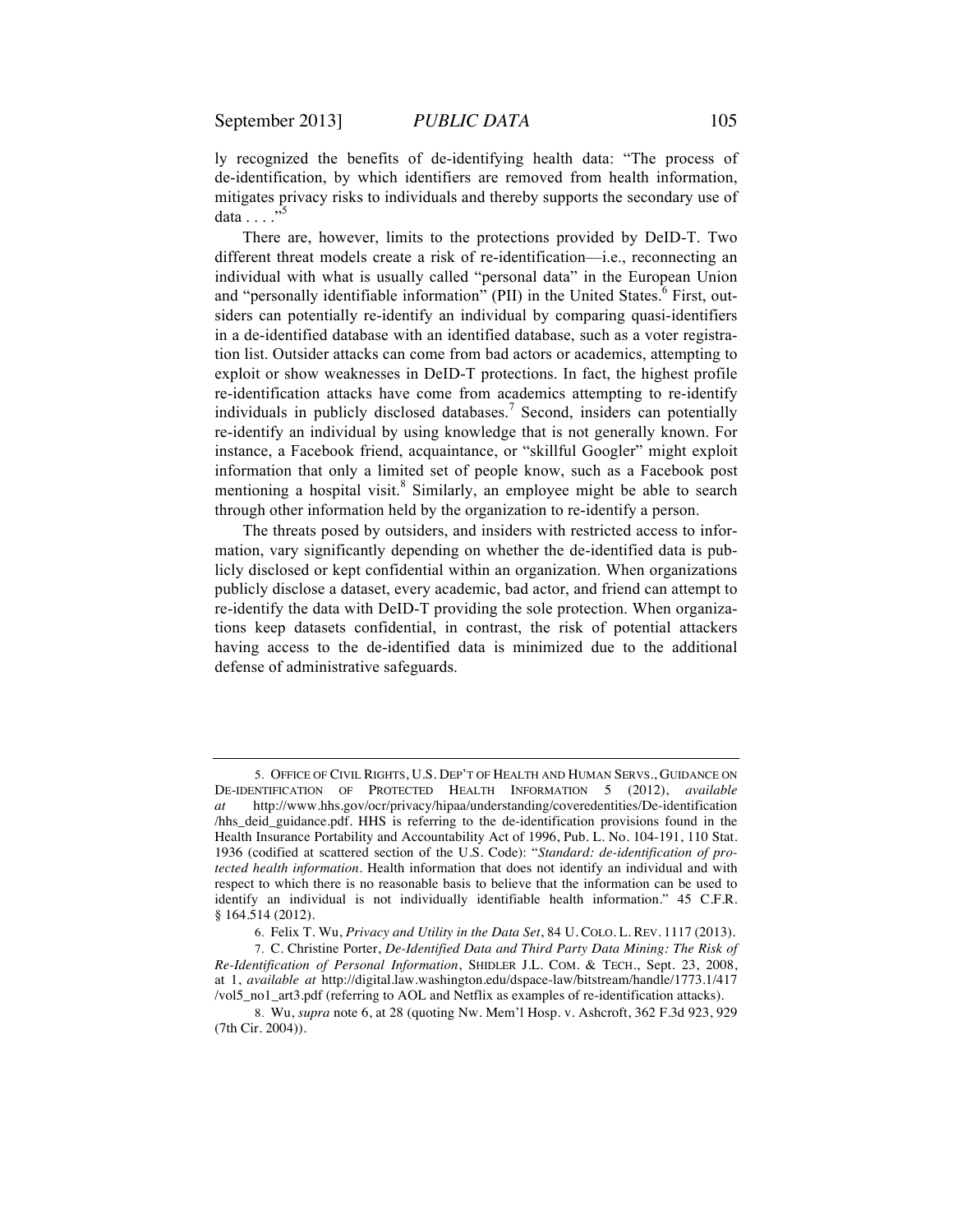ly recognized the benefits of de-identifying health data: "The process of de-identification, by which identifiers are removed from health information, mitigates privacy risks to individuals and thereby supports the secondary use of data . . . ."[5]

There are, however, limits to the protections provided by DeID-T. Two different threat models create a risk of re-identification—i.e., reconnecting an individual with what is usually called "personal data" in the European Union and "personally identifiable information" (PII) in the United States.[6] First, outsiders can potentially re-identify an individual by comparing quasi-identifiers in a de-identified database with an identified database, such as a voter registration list. Outsider attacks can come from bad actors or academics, attempting to exploit or show weaknesses in DeID-T protections. In fact, the highest profile re-identification attacks have come from academics attempting to re-identify individuals in publicly disclosed databases.[7] Second, insiders can potentially re-identify an individual by using knowledge that is not generally known. For instance, a Facebook friend, acquaintance, or "skillful Googler" might exploit information that only a limited set of people know, such as a Facebook post mentioning a hospital visit.[8] Similarly, an employee might be able to search through other information held by the organization to re-identify a person.

The threats posed by outsiders, and insiders with restricted access to information, vary significantly depending on whether the de-identified data is publicly disclosed or kept confidential within an organization. When organizations publicly disclose a dataset, every academic, bad actor, and friend can attempt to re-identify the data with DeID-T providing the sole protection. When organizations keep datasets confidential, in contrast, the risk of potential attackers having access to the de-identified data is minimized due to the additional defense of administrative safeguards.

---

5. OFFICE OF CIVIL RIGHTS, U.S. DEP'T OF HEALTH AND HUMAN SERVS., GUIDANCE ON DE-IDENTIFICATION OF PROTECTED HEALTH INFORMATION 5 (2012), *available at* http://www.hhs.gov/ocr/privacy/hipaa/understanding/coveredentities/De-identification/hhs_deid_guidance.pdf. HHS is referring to the de-identification provisions found in the Health Insurance Portability and Accountability Act of 1996, Pub. L. No. 104-191, 110 Stat. 1936 (codified at scattered section of the U.S. Code): "*Standard: de-identification of protected health information*. Health information that does not identify an individual and with respect to which there is no reasonable basis to believe that the information can be used to identify an individual is not individually identifiable health information." 45 C.F.R. § 164.514 (2012).

6. Felix T. Wu, *Privacy and Utility in the Data Set*, 84 U. COLO. L. REV. 1117 (2013).

7. C. Christine Porter, *De-Identified Data and Third Party Data Mining: The Risk of Re-Identification of Personal Information*, SHIDLER J.L. COM. & TECH., Sept. 23, 2008, at 1, *available at* http://digital.law.washington.edu/dspace-law/bitstream/handle/1773.1/417/vol5_no1_art3.pdf (referring to AOL and Netflix as examples of re-identification attacks).

8. Wu, *supra* note 6, at 28 (quoting Nw. Mem'l Hosp. v. Ashcroft, 362 F.3d 923, 929 (7th Cir. 2004)).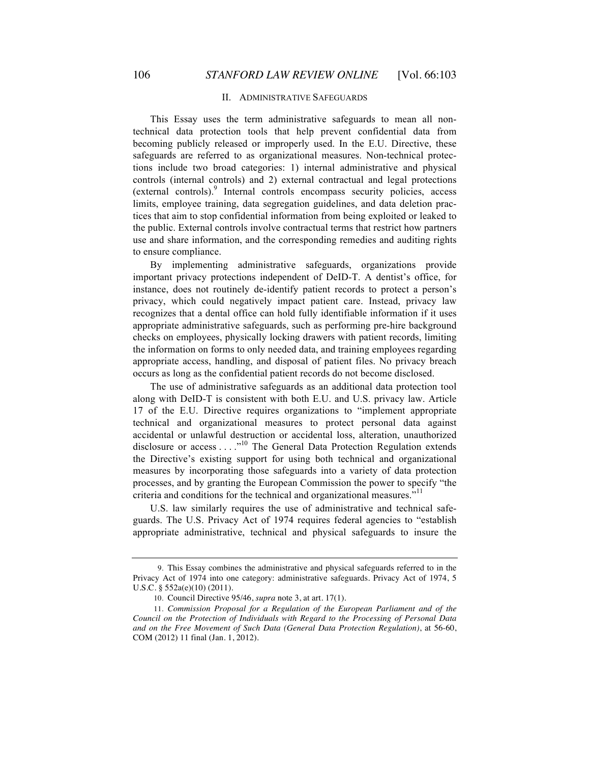## II. ADMINISTRATIVE SAFEGUARDS

This Essay uses the term administrative safeguards to mean all non-technical data protection tools that help prevent confidential data from becoming publicly released or improperly used. In the E.U. Directive, these safeguards are referred to as organizational measures. Non-technical protections include two broad categories: 1) internal administrative and physical controls (internal controls) and 2) external contractual and legal protections (external controls).[9] Internal controls encompass security policies, access limits, employee training, data segregation guidelines, and data deletion practices that aim to stop confidential information from being exploited or leaked to the public. External controls involve contractual terms that restrict how partners use and share information, and the corresponding remedies and auditing rights to ensure compliance.

By implementing administrative safeguards, organizations provide important privacy protections independent of DeID-T. A dentist's office, for instance, does not routinely de-identify patient records to protect a person's privacy, which could negatively impact patient care. Instead, privacy law recognizes that a dental office can hold fully identifiable information if it uses appropriate administrative safeguards, such as performing pre-hire background checks on employees, physically locking drawers with patient records, limiting the information on forms to only needed data, and training employees regarding appropriate access, handling, and disposal of patient files. No privacy breach occurs as long as the confidential patient records do not become disclosed.

The use of administrative safeguards as an additional data protection tool along with DeID-T is consistent with both E.U. and U.S. privacy law. Article 17 of the E.U. Directive requires organizations to "implement appropriate technical and organizational measures to protect personal data against accidental or unlawful destruction or accidental loss, alteration, unauthorized disclosure or access . . . ."[10] The General Data Protection Regulation extends the Directive's existing support for using both technical and organizational measures by incorporating those safeguards into a variety of data protection processes, and by granting the European Commission the power to specify "the criteria and conditions for the technical and organizational measures."[11]

U.S. law similarly requires the use of administrative and technical safeguards. The U.S. Privacy Act of 1974 requires federal agencies to "establish appropriate administrative, technical and physical safeguards to insure the

---

9. This Essay combines the administrative and physical safeguards referred to in the Privacy Act of 1974 into one category: administrative safeguards. Privacy Act of 1974, 5 U.S.C. § 552a(e)(10) (2011).

10. Council Directive 95/46, *supra* note 3, at art. 17(1).

11. *Commission Proposal for a Regulation of the European Parliament and of the Council on the Protection of Individuals with Regard to the Processing of Personal Data and on the Free Movement of Such Data (General Data Protection Regulation)*, at 56-60, COM (2012) 11 final (Jan. 1, 2012).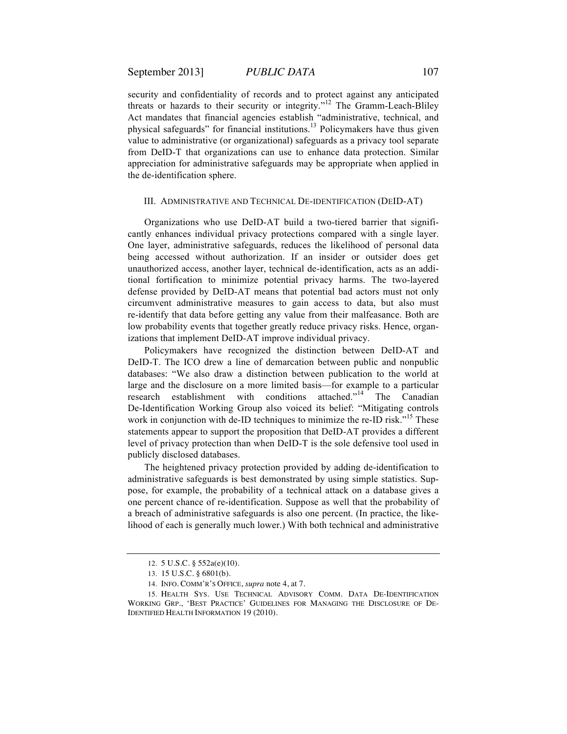security and confidentiality of records and to protect against any anticipated threats or hazards to their security or integrity."[12] The Gramm-Leach-Bliley Act mandates that financial agencies establish "administrative, technical, and physical safeguards" for financial institutions.[13] Policymakers have thus given value to administrative (or organizational) safeguards as a privacy tool separate from DeID-T that organizations can use to enhance data protection. Similar appreciation for administrative safeguards may be appropriate when applied in the de-identification sphere.

## III. Administrative and Technical De-identification (DeID-AT)

Organizations who use DeID-AT build a two-tiered barrier that significantly enhances individual privacy protections compared with a single layer. One layer, administrative safeguards, reduces the likelihood of personal data being accessed without authorization. If an insider or outsider does get unauthorized access, another layer, technical de-identification, acts as an additional fortification to minimize potential privacy harms. The two-layered defense provided by DeID-AT means that potential bad actors must not only circumvent administrative measures to gain access to data, but also must re-identify that data before getting any value from their malfeasance. Both are low probability events that together greatly reduce privacy risks. Hence, organizations that implement DeID-AT improve individual privacy.

Policymakers have recognized the distinction between DeID-AT and DeID-T. The ICO drew a line of demarcation between public and nonpublic databases: "We also draw a distinction between publication to the world at large and the disclosure on a more limited basis—for example to a particular research establishment with conditions attached."[14] The Canadian De-Identification Working Group also voiced its belief: "Mitigating controls work in conjunction with de-ID techniques to minimize the re-ID risk."[15] These statements appear to support the proposition that DeID-AT provides a different level of privacy protection than when DeID-T is the sole defensive tool used in publicly disclosed databases.

The heightened privacy protection provided by adding de-identification to administrative safeguards is best demonstrated by using simple statistics. Suppose, for example, the probability of a technical attack on a database gives a one percent chance of re-identification. Suppose as well that the probability of a breach of administrative safeguards is also one percent. (In practice, the likelihood of each is generally much lower.) With both technical and administrative

---

12. 5 U.S.C. § 552a(e)(10).

13. 15 U.S.C. § 6801(b).

14. Info. Comm'r's Office, *supra* note 4, at 7.

15. Health Sys. Use Technical Advisory Comm. Data De-Identification Working Grp., 'Best Practice' Guidelines for Managing the Disclosure of De-Identified Health Information 19 (2010).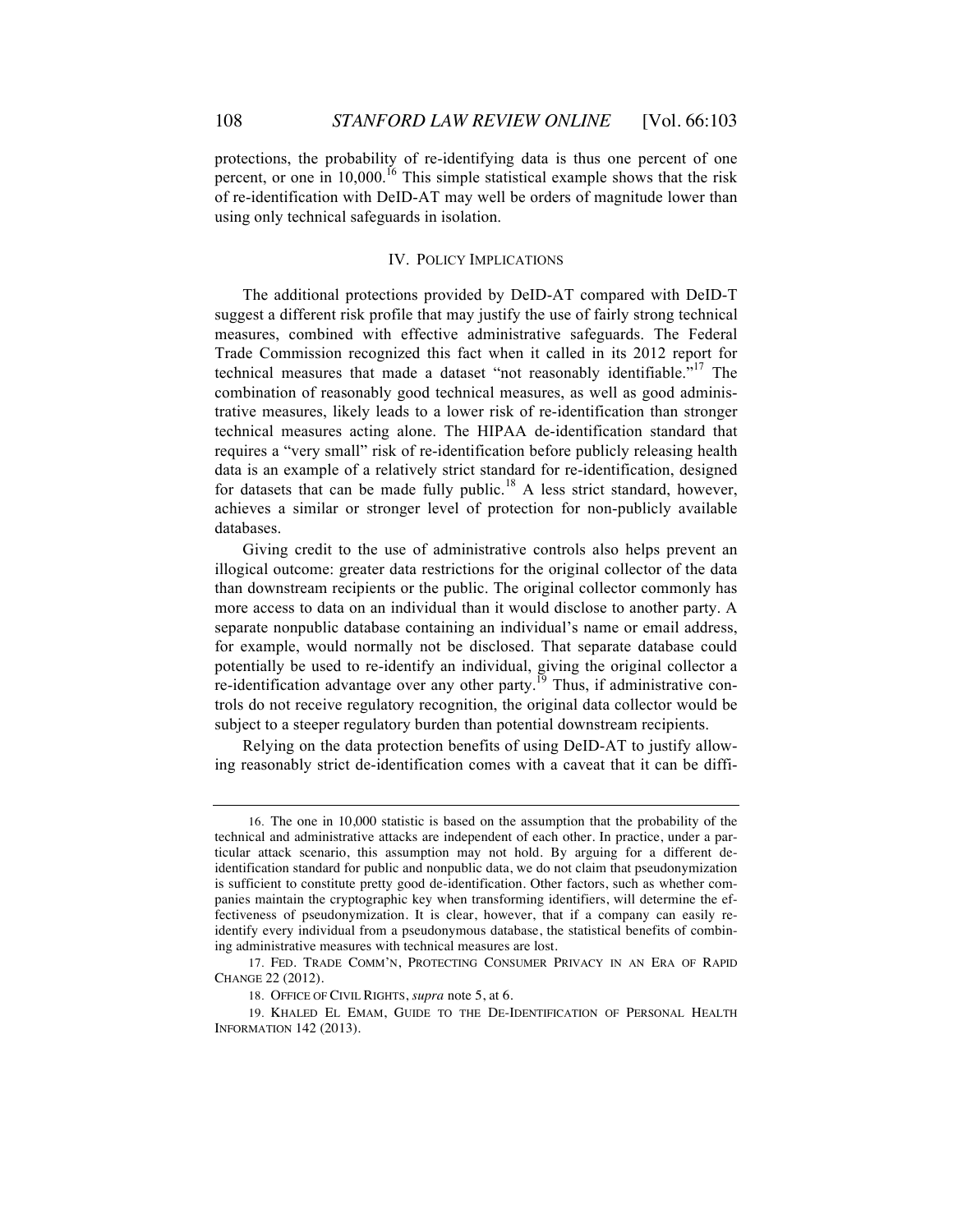protections, the probability of re-identifying data is thus one percent of one percent, or one in 10,000.[16] This simple statistical example shows that the risk of re-identification with DeID-AT may well be orders of magnitude lower than using only technical safeguards in isolation.

## IV. POLICY IMPLICATIONS

The additional protections provided by DeID-AT compared with DeID-T suggest a different risk profile that may justify the use of fairly strong technical measures, combined with effective administrative safeguards. The Federal Trade Commission recognized this fact when it called in its 2012 report for technical measures that made a dataset "not reasonably identifiable."[17] The combination of reasonably good technical measures, as well as good administrative measures, likely leads to a lower risk of re-identification than stronger technical measures acting alone. The HIPAA de-identification standard that requires a "very small" risk of re-identification before publicly releasing health data is an example of a relatively strict standard for re-identification, designed for datasets that can be made fully public.[18] A less strict standard, however, achieves a similar or stronger level of protection for non-publicly available databases.

Giving credit to the use of administrative controls also helps prevent an illogical outcome: greater data restrictions for the original collector of the data than downstream recipients or the public. The original collector commonly has more access to data on an individual than it would disclose to another party. A separate nonpublic database containing an individual's name or email address, for example, would normally not be disclosed. That separate database could potentially be used to re-identify an individual, giving the original collector a re-identification advantage over any other party.[19] Thus, if administrative controls do not receive regulatory recognition, the original data collector would be subject to a steeper regulatory burden than potential downstream recipients.

Relying on the data protection benefits of using DeID-AT to justify allowing reasonably strict de-identification comes with a caveat that it can be diffi-

---

16. The one in 10,000 statistic is based on the assumption that the probability of the technical and administrative attacks are independent of each other. In practice, under a particular attack scenario, this assumption may not hold. By arguing for a different de-identification standard for public and nonpublic data, we do not claim that pseudonymization is sufficient to constitute pretty good de-identification. Other factors, such as whether companies maintain the cryptographic key when transforming identifiers, will determine the effectiveness of pseudonymization. It is clear, however, that if a company can easily re-identify every individual from a pseudonymous database, the statistical benefits of combining administrative measures with technical measures are lost.

17. FED. TRADE COMM'N, PROTECTING CONSUMER PRIVACY IN AN ERA OF RAPID CHANGE 22 (2012).

18. OFFICE OF CIVIL RIGHTS, *supra* note 5, at 6.

19. KHALED EL EMAM, GUIDE TO THE DE-IDENTIFICATION OF PERSONAL HEALTH INFORMATION 142 (2013).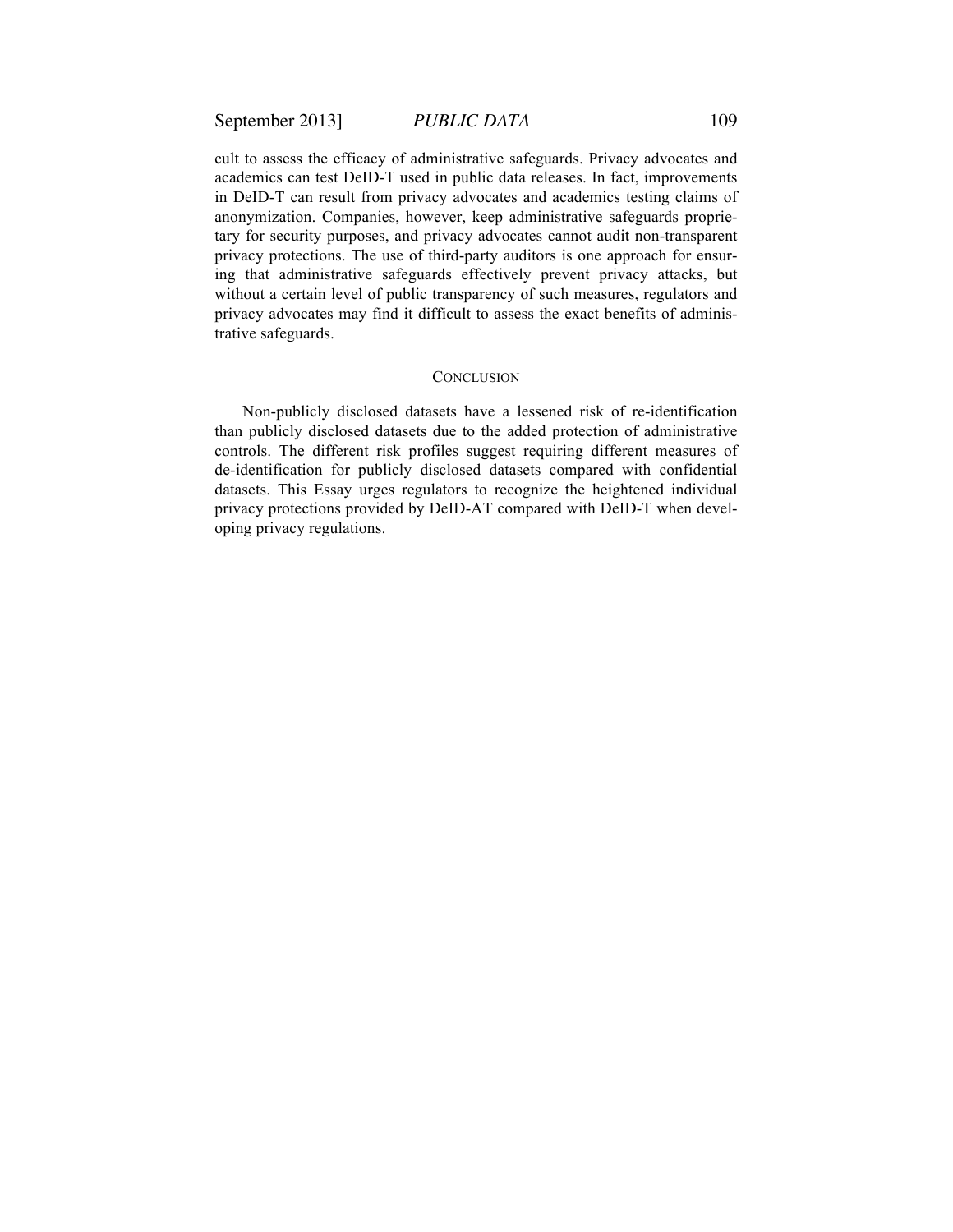cult to assess the efficacy of administrative safeguards. Privacy advocates and academics can test DeID-T used in public data releases. In fact, improvements in DeID-T can result from privacy advocates and academics testing claims of anonymization. Companies, however, keep administrative safeguards proprietary for security purposes, and privacy advocates cannot audit non-transparent privacy protections. The use of third-party auditors is one approach for ensuring that administrative safeguards effectively prevent privacy attacks, but without a certain level of public transparency of such measures, regulators and privacy advocates may find it difficult to assess the exact benefits of administrative safeguards.

## CONCLUSION

Non-publicly disclosed datasets have a lessened risk of re-identification than publicly disclosed datasets due to the added protection of administrative controls. The different risk profiles suggest requiring different measures of de-identification for publicly disclosed datasets compared with confidential datasets. This Essay urges regulators to recognize the heightened individual privacy protections provided by DeID-AT compared with DeID-T when developing privacy regulations.